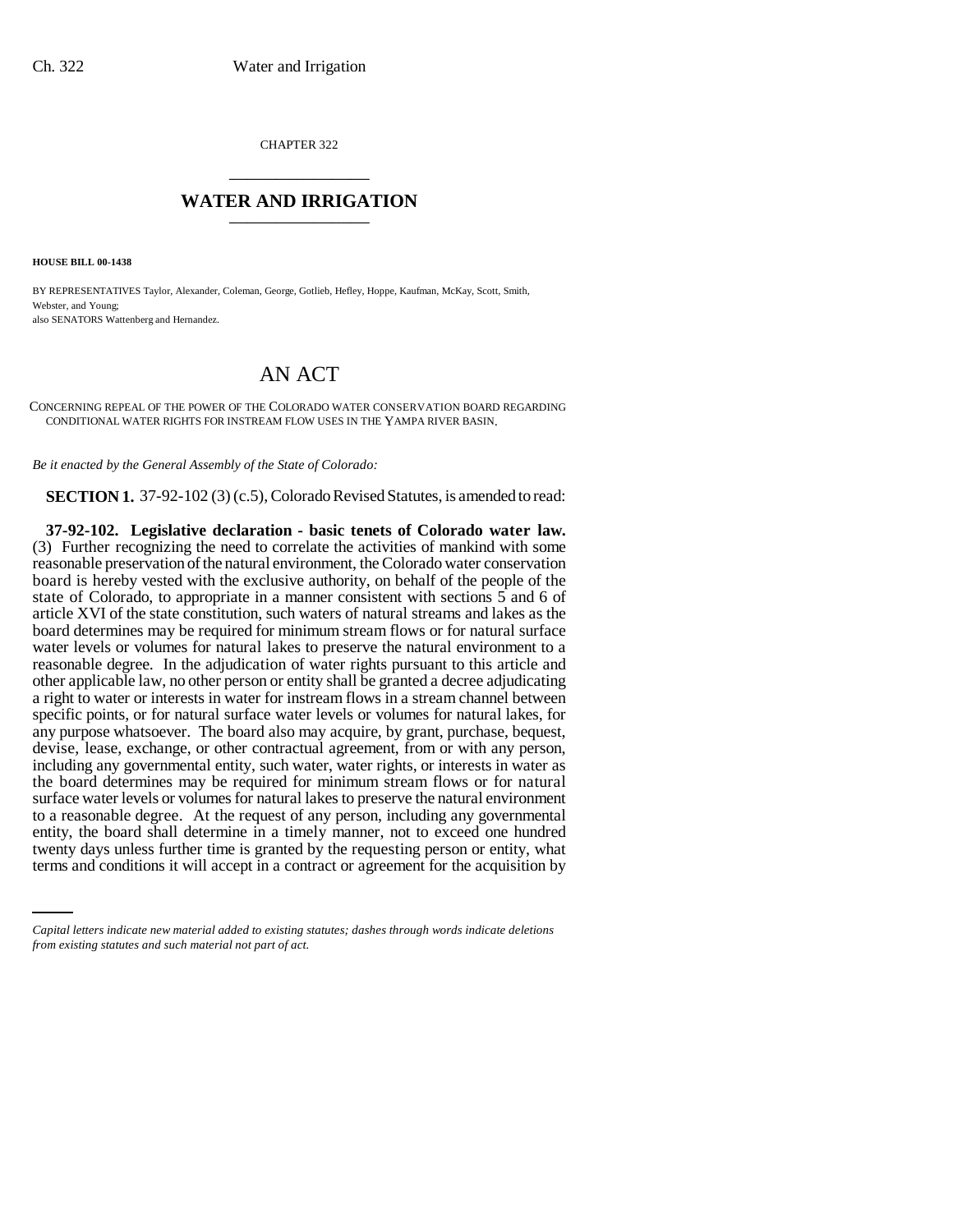CHAPTER 322

# WATER AND IRRIGATION

**HOUSE BILL 00-1438**

BY REPRESENTATIVES Taylor, Alexander, Coleman, George, Gotlieb, Hefley, Hoppe, Kaufman, McKay, Scott, Smith, Webster, and Young;
also SENATORS Wattenberg and Hernandez.

## AN ACT

CONCERNING REPEAL OF THE POWER OF THE COLORADO WATER CONSERVATION BOARD REGARDING CONDITIONAL WATER RIGHTS FOR INSTREAM FLOW USES IN THE YAMPA RIVER BASIN.

*Be it enacted by the General Assembly of the State of Colorado:*

**SECTION 1.** 37-92-102 (3) (c.5), Colorado Revised Statutes, is amended to read:

**37-92-102. Legislative declaration - basic tenets of Colorado water law.** (3) Further recognizing the need to correlate the activities of mankind with some reasonable preservation of the natural environment, the Colorado water conservation board is hereby vested with the exclusive authority, on behalf of the people of the state of Colorado, to appropriate in a manner consistent with sections 5 and 6 of article XVI of the state constitution, such waters of natural streams and lakes as the board determines may be required for minimum stream flows or for natural surface water levels or volumes for natural lakes to preserve the natural environment to a reasonable degree. In the adjudication of water rights pursuant to this article and other applicable law, no other person or entity shall be granted a decree adjudicating a right to water or interests in water for instream flows in a stream channel between specific points, or for natural surface water levels or volumes for natural lakes, for any purpose whatsoever. The board also may acquire, by grant, purchase, bequest, devise, lease, exchange, or other contractual agreement, from or with any person, including any governmental entity, such water, water rights, or interests in water as the board determines may be required for minimum stream flows or for natural surface water levels or volumes for natural lakes to preserve the natural environment to a reasonable degree. At the request of any person, including any governmental entity, the board shall determine in a timely manner, not to exceed one hundred twenty days unless further time is granted by the requesting person or entity, what terms and conditions it will accept in a contract or agreement for the acquisition by

*Capital letters indicate new material added to existing statutes; dashes through words indicate deletions from existing statutes and such material not part of act.*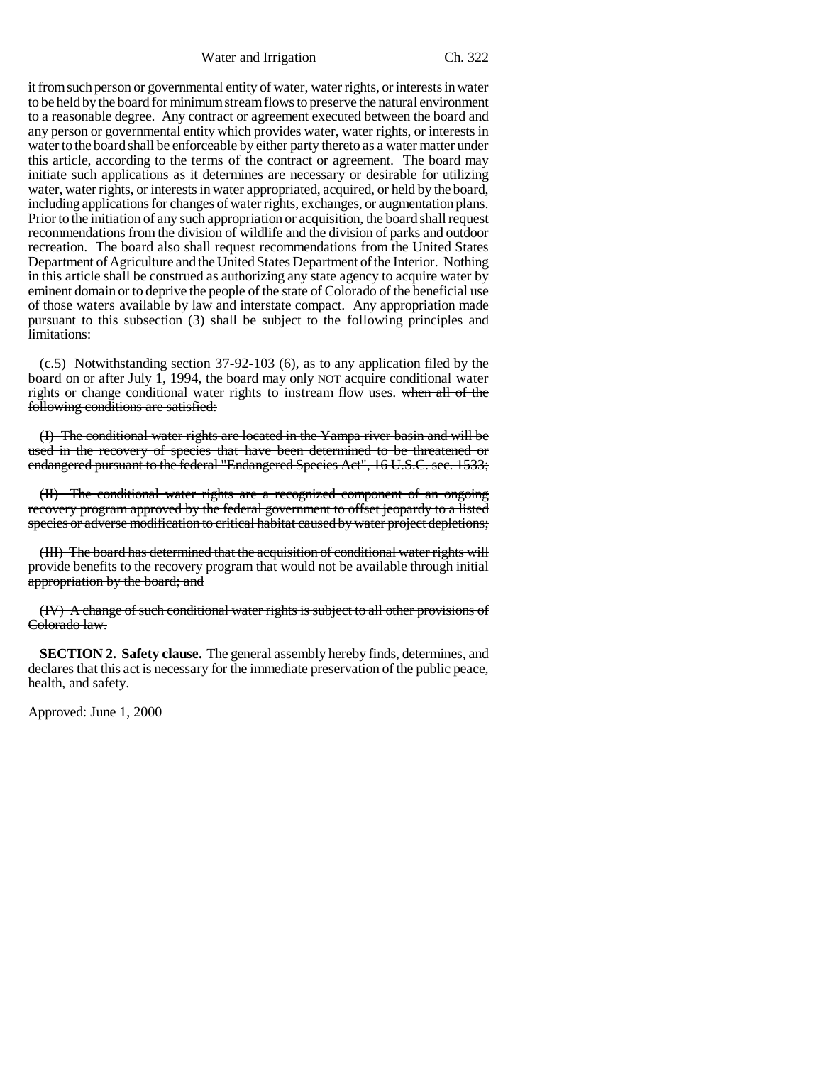it from such person or governmental entity of water, water rights, or interests in water to be held by the board for minimum stream flows to preserve the natural environment to a reasonable degree. Any contract or agreement executed between the board and any person or governmental entity which provides water, water rights, or interests in water to the board shall be enforceable by either party thereto as a water matter under this article, according to the terms of the contract or agreement. The board may initiate such applications as it determines are necessary or desirable for utilizing water, water rights, or interests in water appropriated, acquired, or held by the board, including applications for changes of water rights, exchanges, or augmentation plans. Prior to the initiation of any such appropriation or acquisition, the board shall request recommendations from the division of wildlife and the division of parks and outdoor recreation. The board also shall request recommendations from the United States Department of Agriculture and the United States Department of the Interior. Nothing in this article shall be construed as authorizing any state agency to acquire water by eminent domain or to deprive the people of the state of Colorado of the beneficial use of those waters available by law and interstate compact. Any appropriation made pursuant to this subsection (3) shall be subject to the following principles and limitations:

(c.5) Notwithstanding section 37-92-103 (6), as to any application filed by the board on or after July 1, 1994, the board may ~~only~~ NOT acquire conditional water rights or change conditional water rights to instream flow uses. ~~when all of the following conditions are satisfied:~~

~~(I) The conditional water rights are located in the Yampa river basin and will be used in the recovery of species that have been determined to be threatened or endangered pursuant to the federal "Endangered Species Act", 16 U.S.C. sec. 1533;~~

~~(II) The conditional water rights are a recognized component of an ongoing recovery program approved by the federal government to offset jeopardy to a listed species or adverse modification to critical habitat caused by water project depletions;~~

~~(III) The board has determined that the acquisition of conditional water rights will provide benefits to the recovery program that would not be available through initial appropriation by the board; and~~

~~(IV) A change of such conditional water rights is subject to all other provisions of Colorado law.~~

**SECTION 2. Safety clause.** The general assembly hereby finds, determines, and declares that this act is necessary for the immediate preservation of the public peace, health, and safety.

Approved: June 1, 2000